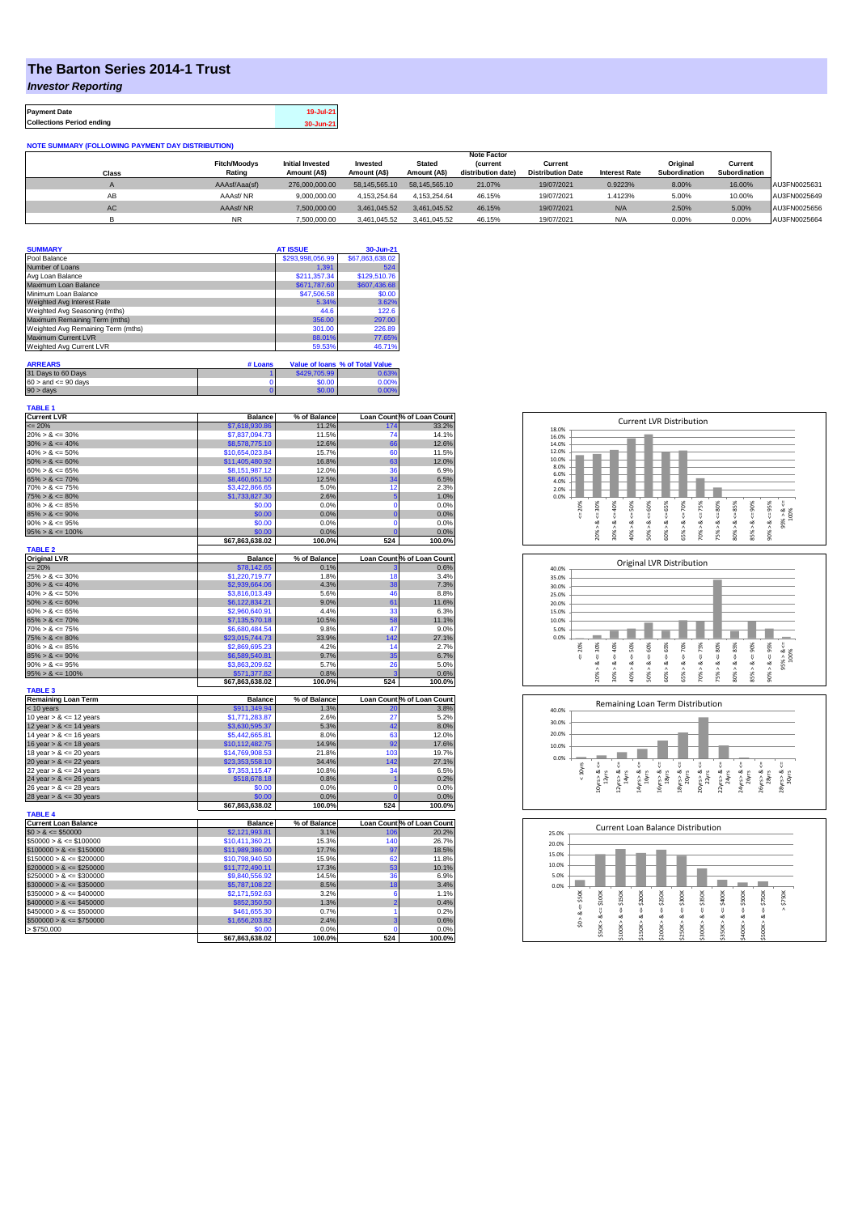# The Barton Series 2014-1 Trust

## *Investor Reporting*

| Payment Date | 19-Jul-21 |
|---|---|
| Collections Period ending | 30-Jun-21 |

**NOTE SUMMARY (FOLLOWING PAYMENT DAY DISTRIBUTION)**

| Class | Fitch/Moodys Rating | Initial Invested Amount (A$) | Invested Amount (A$) | Stated Amount (A$) | Note Factor (current distribution date) | Current Distribution Date | Interest Rate | Original Subordination | Current Subordination | |
|---|---|---|---|---|---|---|---|---|---|---|
| A | AAAsf/Aaa(sf) | 276,000,000.00 | 58,145,565.10 | 58,145,565.10 | 21.07% | 19/07/2021 | 0.9223% | 8.00% | 16.00% | AU3FN0025631 |
| AB | AAAsf/ NR | 9,000,000.00 | 4,153,254.64 | 4,153,254.64 | 46.15% | 19/07/2021 | 1.4123% | 5.00% | 10.00% | AU3FN0025649 |
| AC | AAAsf/ NR | 7,500,000.00 | 3,461,045.52 | 3,461,045.52 | 46.15% | 19/07/2021 | N/A | 2.50% | 5.00% | AU3FN0025656 |
| B | NR | 7,500,000.00 | 3,461,045.52 | 3,461,045.52 | 46.15% | 19/07/2021 | N/A | 0.00% | 0.00% | AU3FN0025664 |

| SUMMARY | AT ISSUE | 30-Jun-21 |
|---|---|---|
| Pool Balance | $293,998,056.99 | $67,863,638.02 |
| Number of Loans | 1,391 | 524 |
| Avg Loan Balance | $211,357.34 | $129,510.76 |
| Maximum Loan Balance | $671,787.60 | $607,436.68 |
| Minimum Loan Balance | $47,506.58 | $0.00 |
| Weighted Avg Interest Rate | 5.34% | 3.62% |
| Weighted Avg Seasoning (mths) | 44.6 | 122.6 |
| Maximum Remaining Term (mths) | 356.00 | 297.00 |
| Weighted Avg Remaining Term (mths) | 301.00 | 226.89 |
| Maximum Current LVR | 88.01% | 77.65% |
| Weighted Avg Current LVR | 59.53% | 46.71% |

| ARREARS | # Loans | Value of loans | % of Total Value |
|---|---|---|---|
| 31 Days to 60 Days | 1 | $429,705.99 | 0.63% |
| 60 > and <= 90 days | 0 | $0.00 | 0.00% |
| 90 > days | 0 | $0.00 | 0.00% |

**TABLE 1**

| Current LVR | Balance | % of Balance | Loan Count | % of Loan Count |
|---|---|---|---|---|
| <= 20% | $7,618,930.86 | 11.2% | 174 | 33.2% |
| 20% > & <= 30% | $7,837,094.73 | 11.5% | 74 | 14.1% |
| 30% > & <= 40% | $8,578,775.10 | 12.6% | 66 | 12.6% |
| 40% > & <= 50% | $10,654,023.84 | 15.7% | 60 | 11.5% |
| 50% > & <= 60% | $11,405,480.92 | 16.8% | 63 | 12.0% |
| 60% > & <= 65% | $8,151,987.12 | 12.0% | 36 | 6.9% |
| 65% > & <= 70% | $8,460,651.50 | 12.5% | 34 | 6.5% |
| 70% > & <= 75% | $3,422,866.65 | 5.0% | 12 | 2.3% |
| 75% > & <= 80% | $1,733,827.30 | 2.6% | 5 | 1.0% |
| 80% > & <= 85% | $0.00 | 0.0% | 0 | 0.0% |
| 85% > & <= 90% | $0.00 | 0.0% | 0 | 0.0% |
| 90% > & <= 95% | $0.00 | 0.0% | 0 | 0.0% |
| 95% > & <= 100% | $0.00 | 0.0% | 0 | 0.0% |
| | $67,863,638.02 | 100.0% | 524 | 100.0% |

**TABLE 2**

| Original LVR | Balance | % of Balance | Loan Count | % of Loan Count |
|---|---|---|---|---|
| <= 20% | $78,142.65 | 0.1% | 3 | 0.6% |
| 25% > & <= 30% | $1,220,719.77 | 1.8% | 18 | 3.4% |
| 30% > & <= 40% | $2,939,664.06 | 4.3% | 38 | 7.3% |
| 40% > & <= 50% | $3,816,013.49 | 5.6% | 46 | 8.8% |
| 50% > & <= 60% | $6,122,834.21 | 9.0% | 61 | 11.6% |
| 60% > & <= 65% | $2,960,640.91 | 4.4% | 33 | 6.3% |
| 65% > & <= 70% | $7,135,570.18 | 10.5% | 58 | 11.1% |
| 70% > & <= 75% | $6,680,484.54 | 9.8% | 47 | 9.0% |
| 75% > & <= 80% | $23,015,744.73 | 33.9% | 142 | 27.1% |
| 80% > & <= 85% | $2,869,695.23 | 4.2% | 14 | 2.7% |
| 85% > & <= 90% | $6,589,540.81 | 9.7% | 35 | 6.7% |
| 90% > & <= 95% | $3,863,209.62 | 5.7% | 26 | 5.0% |
| 95% > & <= 100% | $571,377.82 | 0.8% | 3 | 0.6% |
| | $67,863,638.02 | 100.0% | 524 | 100.0% |

**TABLE 3**

| Remaining Loan Term | Balance | % of Balance | Loan Count | % of Loan Count |
|---|---|---|---|---|
| < 10 years | $911,349.94 | 1.3% | 20 | 3.8% |
| 10 year > & <= 12 years | $1,771,283.87 | 2.6% | 27 | 5.2% |
| 12 year > & <= 14 years | $3,630,595.37 | 5.3% | 42 | 8.0% |
| 14 year > & <= 16 years | $5,442,665.81 | 8.0% | 63 | 12.0% |
| 16 year > & <= 18 years | $10,112,482.75 | 14.9% | 92 | 17.6% |
| 18 year > & <= 20 years | $14,769,908.53 | 21.8% | 103 | 19.7% |
| 20 year > & <= 22 years | $23,353,558.10 | 34.4% | 142 | 27.1% |
| 22 year > & <= 24 years | $7,353,115.47 | 10.8% | 34 | 6.5% |
| 24 year > & <= 26 years | $518,678.18 | 0.8% | 1 | 0.2% |
| 26 year > & <= 28 years | $0.00 | 0.0% | 0 | 0.0% |
| 28 year > & <= 30 years | $0.00 | 0.0% | 0 | 0.0% |
| | $67,863,638.02 | 100.0% | 524 | 100.0% |

**TABLE 4**

| Current Loan Balance | Balance | % of Balance | Loan Count | % of Loan Count |
|---|---|---|---|---|
| $0 > & <= $50000 | $2,121,993.81 | 3.1% | 106 | 20.2% |
| $50000 > & <= $100000 | $10,411,360.21 | 15.3% | 140 | 26.7% |
| $100000 > & <= $150000 | $11,989,386.00 | 17.7% | 97 | 18.5% |
| $150000 > & <= $200000 | $10,798,940.50 | 15.9% | 62 | 11.8% |
| $200000 > & <= $250000 | $11,772,490.11 | 17.3% | 53 | 10.1% |
| $250000 > & <= $300000 | $9,840,556.92 | 14.5% | 36 | 6.9% |
| $300000 > & <= $350000 | $5,787,108.22 | 8.5% | 18 | 3.4% |
| $350000 > & <= $400000 | $2,171,592.63 | 3.2% | 6 | 1.1% |
| $400000 > & <= $450000 | $852,350.50 | 1.3% | 2 | 0.4% |
| $450000 > & <= $500000 | $461,655.30 | 0.7% | 1 | 0.2% |
| $500000 > & <= $750000 | $1,656,203.82 | 2.4% | 3 | 0.6% |
| > $750,000 | $0.00 | 0.0% | 0 | 0.0% |
| | $67,863,638.02 | 100.0% | 524 | 100.0% |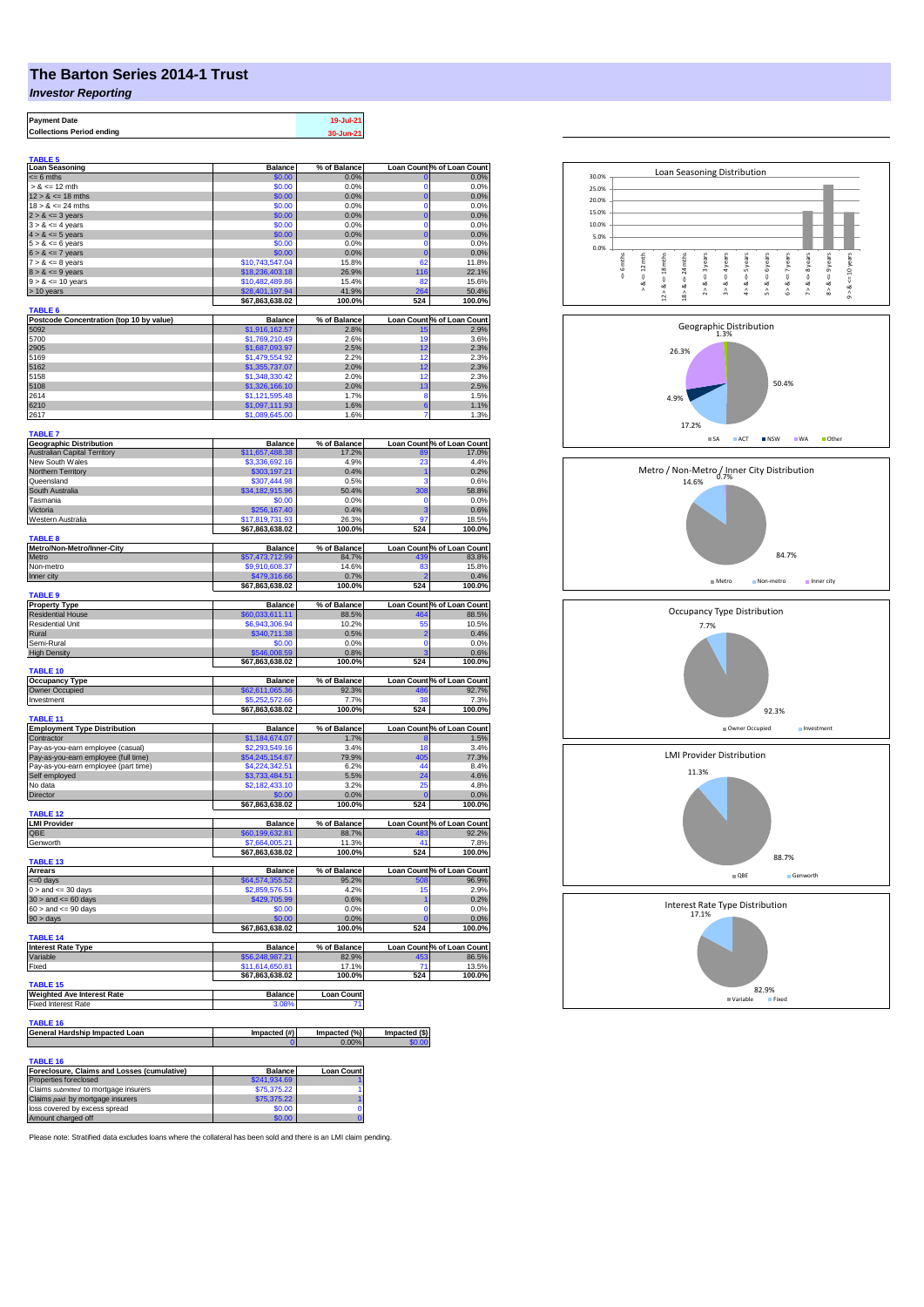# The Barton Series 2014-1 Trust

***Investor Reporting***

| | |
|---|---|
| **Payment Date** | 19-Jul-21 |
| **Collections Period ending** | 30-Jun-21 |

**TABLE 5**

| Loan Seasoning | Balance | % of Balance | Loan Count | % of Loan Count |
|---|---|---|---|---|
| <= 6 mths | $0.00 | 0.0% | 0 | 0.0% |
| > & <= 12 mth | $0.00 | 0.0% | 0 | 0.0% |
| 12 > & <= 18 mths | $0.00 | 0.0% | 0 | 0.0% |
| 18 > & <= 24 mths | $0.00 | 0.0% | 0 | 0.0% |
| 2 > & <= 3 years | $0.00 | 0.0% | 0 | 0.0% |
| 3 > & <= 4 years | $0.00 | 0.0% | 0 | 0.0% |
| 4 > & <= 5 years | $0.00 | 0.0% | 0 | 0.0% |
| 5 > & <= 6 years | $0.00 | 0.0% | 0 | 0.0% |
| 6 > & <= 7 years | $0.00 | 0.0% | 0 | 0.0% |
| 7 > & <= 8 years | $10,743,547.04 | 15.8% | 62 | 11.8% |
| 8 > & <= 9 years | $18,236,403.18 | 26.9% | 116 | 22.1% |
| 9 > & <= 10 years | $10,482,489.86 | 15.4% | 82 | 15.6% |
| > 10 years | $28,401,197.94 | 41.9% | 264 | 50.4% |
| | $67,863,638.02 | 100.0% | 524 | 100.0% |

**TABLE 6**

| Postcode Concentration (top 10 by value) | Balance | % of Balance | Loan Count | % of Loan Count |
|---|---|---|---|---|
| 5092 | $1,916,162.57 | 2.8% | 15 | 2.9% |
| 5700 | $1,769,210.49 | 2.6% | 19 | 3.6% |
| 2905 | $1,687,093.97 | 2.5% | 12 | 2.3% |
| 5169 | $1,479,554.92 | 2.2% | 12 | 2.3% |
| 5162 | $1,355,737.07 | 2.0% | 12 | 2.3% |
| 5158 | $1,348,330.42 | 2.0% | 12 | 2.3% |
| 5108 | $1,326,166.10 | 2.0% | 13 | 2.5% |
| 2614 | $1,121,595.48 | 1.7% | 8 | 1.5% |
| 6210 | $1,097,111.93 | 1.6% | 6 | 1.1% |
| 2617 | $1,089,645.00 | 1.6% | 7 | 1.3% |

**TABLE 7**

| Geographic Distribution | Balance | % of Balance | Loan Count | % of Loan Count |
|---|---|---|---|---|
| Australian Capital Territory | $11,657,488.38 | 17.2% | 89 | 17.0% |
| New South Wales | $3,336,692.16 | 4.9% | 23 | 4.4% |
| Northern Territory | $303,197.21 | 0.4% | 1 | 0.2% |
| Queensland | $307,444.98 | 0.5% | 3 | 0.6% |
| South Australia | $34,182,915.96 | 50.4% | 308 | 58.8% |
| Tasmania | $0.00 | 0.0% | 0 | 0.0% |
| Victoria | $256,167.40 | 0.4% | 3 | 0.6% |
| Western Australia | $17,819,731.93 | 26.3% | 97 | 18.5% |
| | $67,863,638.02 | 100.0% | 524 | 100.0% |

**TABLE 8**

| Metro/Non-Metro/Inner-City | Balance | % of Balance | Loan Count | % of Loan Count |
|---|---|---|---|---|
| Metro | $57,473,712.99 | 84.7% | 439 | 83.8% |
| Non-metro | $9,910,608.37 | 14.6% | 83 | 15.8% |
| Inner city | $479,316.66 | 0.7% | 2 | 0.4% |
| | $67,863,638.02 | 100.0% | 524 | 100.0% |

**TABLE 9**

| Property Type | Balance | % of Balance | Loan Count | % of Loan Count |
|---|---|---|---|---|
| Residential House | $60,033,611.11 | 88.5% | 464 | 88.5% |
| Residential Unit | $6,943,306.94 | 10.2% | 55 | 10.5% |
| Rural | $340,711.38 | 0.5% | 2 | 0.4% |
| Semi-Rural | $0.00 | 0.0% | 0 | 0.0% |
| High Density | $546,008.59 | 0.8% | 3 | 0.6% |
| | $67,863,638.02 | 100.0% | 524 | 100.0% |

**TABLE 10**

| Occupancy Type | Balance | % of Balance | Loan Count | % of Loan Count |
|---|---|---|---|---|
| Owner Occupied | $62,611,065.36 | 92.3% | 486 | 92.7% |
| Investment | $5,252,572.66 | 7.7% | 38 | 7.3% |
| | $67,863,638.02 | 100.0% | 524 | 100.0% |

**TABLE 11**

| Employment Type Distribution | Balance | % of Balance | Loan Count | % of Loan Count |
|---|---|---|---|---|
| Contractor | $1,184,674.07 | 1.7% | 8 | 1.5% |
| Pay-as-you-earn employee (casual) | $2,293,549.16 | 3.4% | 18 | 3.4% |
| Pay-as-you-earn employee (full time) | $54,245,154.67 | 79.9% | 405 | 77.3% |
| Pay-as-you-earn employee (part time) | $4,224,342.51 | 6.2% | 44 | 8.4% |
| Self employed | $3,733,484.51 | 5.5% | 24 | 4.6% |
| No data | $2,182,433.10 | 3.2% | 25 | 4.8% |
| Director | $0.00 | 0.0% | 0 | 0.0% |
| | $67,863,638.02 | 100.0% | 524 | 100.0% |

**TABLE 12**

| LMI Provider | Balance | % of Balance | Loan Count | % of Loan Count |
|---|---|---|---|---|
| QBE | $60,199,632.81 | 88.7% | 483 | 92.2% |
| Genworth | $7,664,005.21 | 11.3% | 41 | 7.8% |
| | $67,863,638.02 | 100.0% | 524 | 100.0% |

**TABLE 13**

| Arrears | Balance | % of Balance | Loan Count | % of Loan Count |
|---|---|---|---|---|
| <=0 days | $64,574,355.52 | 95.2% | 508 | 96.9% |
| 0 > and <= 30 days | $2,859,576.51 | 4.2% | 15 | 2.9% |
| 30 > and <= 60 days | $429,705.99 | 0.6% | 1 | 0.2% |
| 60 > and <= 90 days | $0.00 | 0.0% | 0 | 0.0% |
| 90 > days | $0.00 | 0.0% | 0 | 0.0% |
| | $67,863,638.02 | 100.0% | 524 | 100.0% |

**TABLE 14**

| Interest Rate Type | Balance | % of Balance | Loan Count | % of Loan Count |
|---|---|---|---|---|
| Variable | $56,248,987.21 | 82.9% | 453 | 86.5% |
| Fixed | $11,614,650.81 | 17.1% | 71 | 13.5% |
| | $67,863,638.02 | 100.0% | 524 | 100.0% |

**TABLE 15**

| Weighted Ave Interest Rate | Balance | Loan Count |
|---|---|---|
| Fixed Interest Rate | 3.08% | 71 |

**TABLE 16**

| General Hardship Impacted Loan | Impacted (#) | Impacted (%) | Impacted ($) |
|---|---|---|---|
| | 0 | 0.00% | $0.00 |

**TABLE 16**

| Foreclosure, Claims and Losses (cumulative) | Balance | Loan Count |
|---|---|---|
| Properties foreclosed | $241,934.69 | 1 |
| Claims *submitted* to mortgage insurers | $75,375.22 | 1 |
| Claims *paid* by mortgage insurers | $75,375.22 | 1 |
| loss covered by excess spread | $0.00 | 0 |
| Amount charged off | $0.00 | 0 |

Please note: Stratified data excludes loans where the collateral has been sold and there is an LMI claim pending.

Loan Seasoning Distribution
30.0%
25.0%
20.0%
15.0%
10.0%
5.0%
0.0%
<= 6 mths
> & <= 12 mth
12 > & <= 18 mths
18 > & <= 24 mths
2 > & <= 3 years
3 > & <= 4 years
4 > & <= 5 years
5 > & <= 6 years
6 > & <= 7 years
7 > & <= 8 years
8 > & <= 9 years
9 > & <= 10 years

Geographic Distribution
1.3%
26.3%
50.4%
4.9%
17.2%
SA ACT NSW WA Other

Metro / Non-Metro / Inner City Distribution
0.7%
14.6%
84.7%
Metro Non-metro Inner city

Occupancy Type Distribution
7.7%
92.3%
Owner Occupied Investment

LMI Provider Distribution
11.3%
88.7%
QBE Genworth

Interest Rate Type Distribution
17.1%
82.9%
Variable Fixed